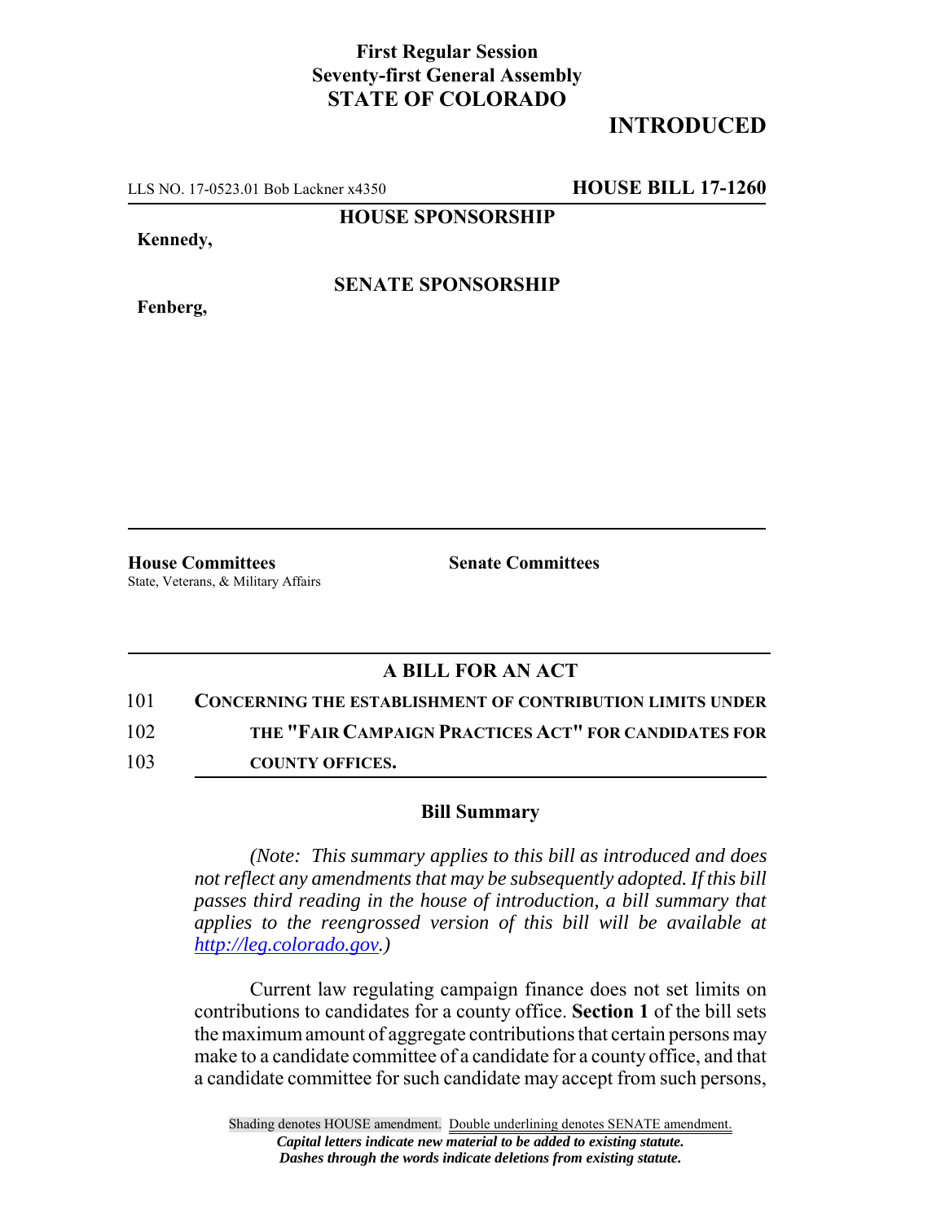**First Regular Session**
**Seventy-first General Assembly**
**STATE OF COLORADO**

# INTRODUCED

LLS NO. 17-0523.01 Bob Lackner x4350 **HOUSE BILL 17-1260**

**HOUSE SPONSORSHIP**

**Kennedy,**

**SENATE SPONSORSHIP**

**Fenberg,**

**House Committees**
State, Veterans, & Military Affairs

**Senate Committees**

## A BILL FOR AN ACT

101 **CONCERNING THE ESTABLISHMENT OF CONTRIBUTION LIMITS UNDER**
102 **THE "FAIR CAMPAIGN PRACTICES ACT" FOR CANDIDATES FOR**
103 **COUNTY OFFICES.**

### Bill Summary

*(Note: This summary applies to this bill as introduced and does not reflect any amendments that may be subsequently adopted. If this bill passes third reading in the house of introduction, a bill summary that applies to the reengrossed version of this bill will be available at http://leg.colorado.gov.)*

Current law regulating campaign finance does not set limits on contributions to candidates for a county office. **Section 1** of the bill sets the maximum amount of aggregate contributions that certain persons may make to a candidate committee of a candidate for a county office, and that a candidate committee for such candidate may accept from such persons,

Shading denotes HOUSE amendment. Double underlining denotes SENATE amendment.
***Capital letters indicate new material to be added to existing statute.***
***Dashes through the words indicate deletions from existing statute.***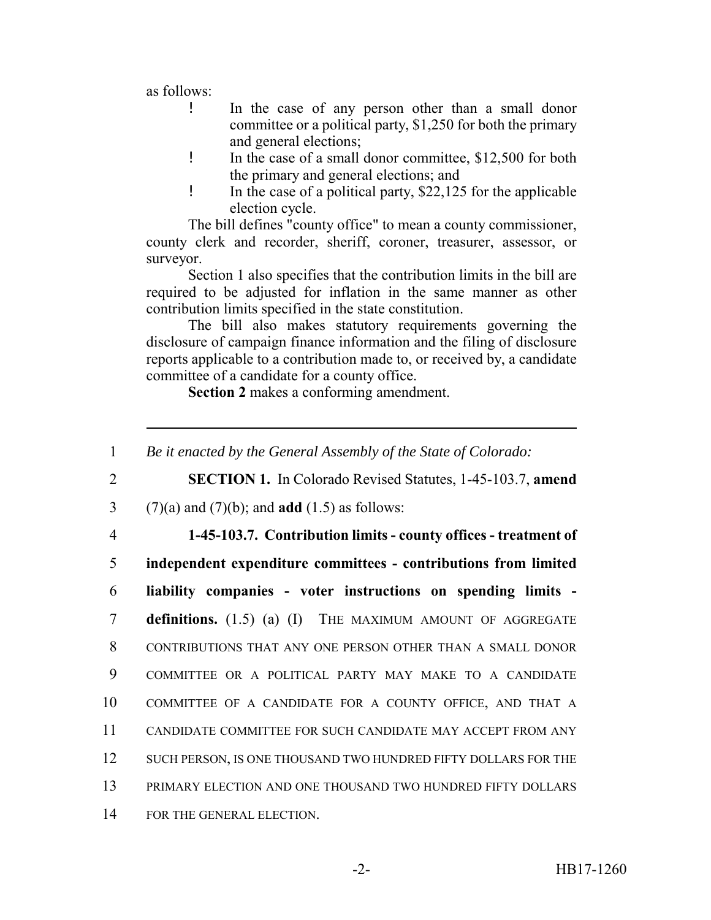as follows:

- In the case of any person other than a small donor committee or a political party, $1,250 for both the primary and general elections;
- In the case of a small donor committee, $12,500 for both the primary and general elections; and
- In the case of a political party, $22,125 for the applicable election cycle.

The bill defines "county office" to mean a county commissioner, county clerk and recorder, sheriff, coroner, treasurer, assessor, or surveyor.

Section 1 also specifies that the contribution limits in the bill are required to be adjusted for inflation in the same manner as other contribution limits specified in the state constitution.

The bill also makes statutory requirements governing the disclosure of campaign finance information and the filing of disclosure reports applicable to a contribution made to, or received by, a candidate committee of a candidate for a county office.

**Section 2** makes a conforming amendment.

---

1 *Be it enacted by the General Assembly of the State of Colorado:*

2 **SECTION 1.** In Colorado Revised Statutes, 1-45-103.7, **amend**
3 (7)(a) and (7)(b); and **add** (1.5) as follows:

4 **1-45-103.7. Contribution limits - county offices - treatment of**
5 **independent expenditure committees - contributions from limited**
6 **liability companies - voter instructions on spending limits -**
7 **definitions.** (1.5) (a) (I) THE MAXIMUM AMOUNT OF AGGREGATE
8 CONTRIBUTIONS THAT ANY ONE PERSON OTHER THAN A SMALL DONOR
9 COMMITTEE OR A POLITICAL PARTY MAY MAKE TO A CANDIDATE
10 COMMITTEE OF A CANDIDATE FOR A COUNTY OFFICE, AND THAT A
11 CANDIDATE COMMITTEE FOR SUCH CANDIDATE MAY ACCEPT FROM ANY
12 SUCH PERSON, IS ONE THOUSAND TWO HUNDRED FIFTY DOLLARS FOR THE
13 PRIMARY ELECTION AND ONE THOUSAND TWO HUNDRED FIFTY DOLLARS
14 FOR THE GENERAL ELECTION.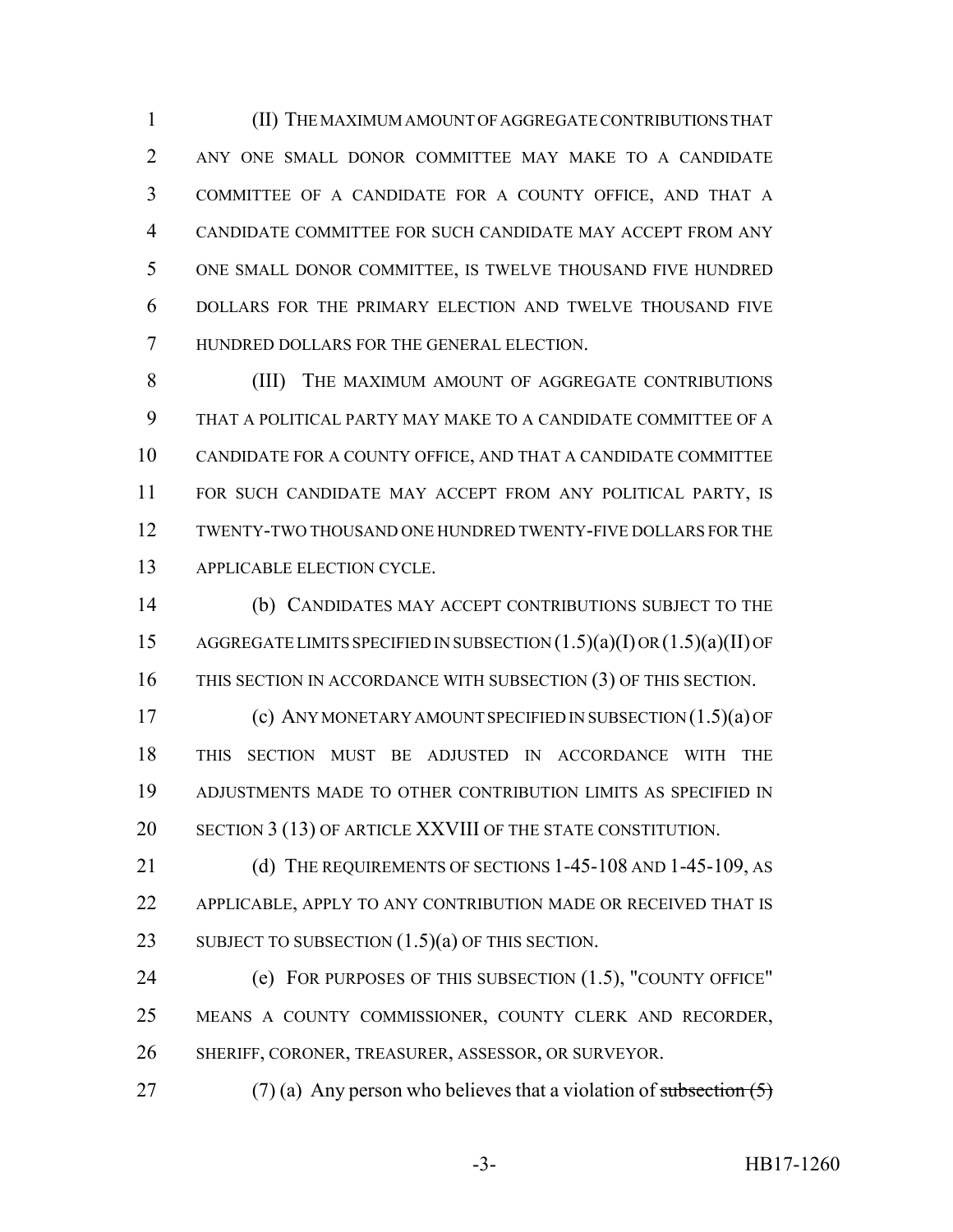(II) THE MAXIMUM AMOUNT OF AGGREGATE CONTRIBUTIONS THAT ANY ONE SMALL DONOR COMMITTEE MAY MAKE TO A CANDIDATE COMMITTEE OF A CANDIDATE FOR A COUNTY OFFICE, AND THAT A CANDIDATE COMMITTEE FOR SUCH CANDIDATE MAY ACCEPT FROM ANY ONE SMALL DONOR COMMITTEE, IS TWELVE THOUSAND FIVE HUNDRED DOLLARS FOR THE PRIMARY ELECTION AND TWELVE THOUSAND FIVE HUNDRED DOLLARS FOR THE GENERAL ELECTION.

(III) THE MAXIMUM AMOUNT OF AGGREGATE CONTRIBUTIONS THAT A POLITICAL PARTY MAY MAKE TO A CANDIDATE COMMITTEE OF A CANDIDATE FOR A COUNTY OFFICE, AND THAT A CANDIDATE COMMITTEE FOR SUCH CANDIDATE MAY ACCEPT FROM ANY POLITICAL PARTY, IS TWENTY-TWO THOUSAND ONE HUNDRED TWENTY-FIVE DOLLARS FOR THE APPLICABLE ELECTION CYCLE.

(b) CANDIDATES MAY ACCEPT CONTRIBUTIONS SUBJECT TO THE AGGREGATE LIMITS SPECIFIED IN SUBSECTION (1.5)(a)(I) OR (1.5)(a)(II) OF THIS SECTION IN ACCORDANCE WITH SUBSECTION (3) OF THIS SECTION.

(c) ANY MONETARY AMOUNT SPECIFIED IN SUBSECTION (1.5)(a) OF THIS SECTION MUST BE ADJUSTED IN ACCORDANCE WITH THE ADJUSTMENTS MADE TO OTHER CONTRIBUTION LIMITS AS SPECIFIED IN SECTION 3 (13) OF ARTICLE XXVIII OF THE STATE CONSTITUTION.

(d) THE REQUIREMENTS OF SECTIONS 1-45-108 AND 1-45-109, AS APPLICABLE, APPLY TO ANY CONTRIBUTION MADE OR RECEIVED THAT IS SUBJECT TO SUBSECTION (1.5)(a) OF THIS SECTION.

(e) FOR PURPOSES OF THIS SUBSECTION (1.5), "COUNTY OFFICE" MEANS A COUNTY COMMISSIONER, COUNTY CLERK AND RECORDER, SHERIFF, CORONER, TREASURER, ASSESSOR, OR SURVEYOR.

(7) (a) Any person who believes that a violation of ~~subsection (5)~~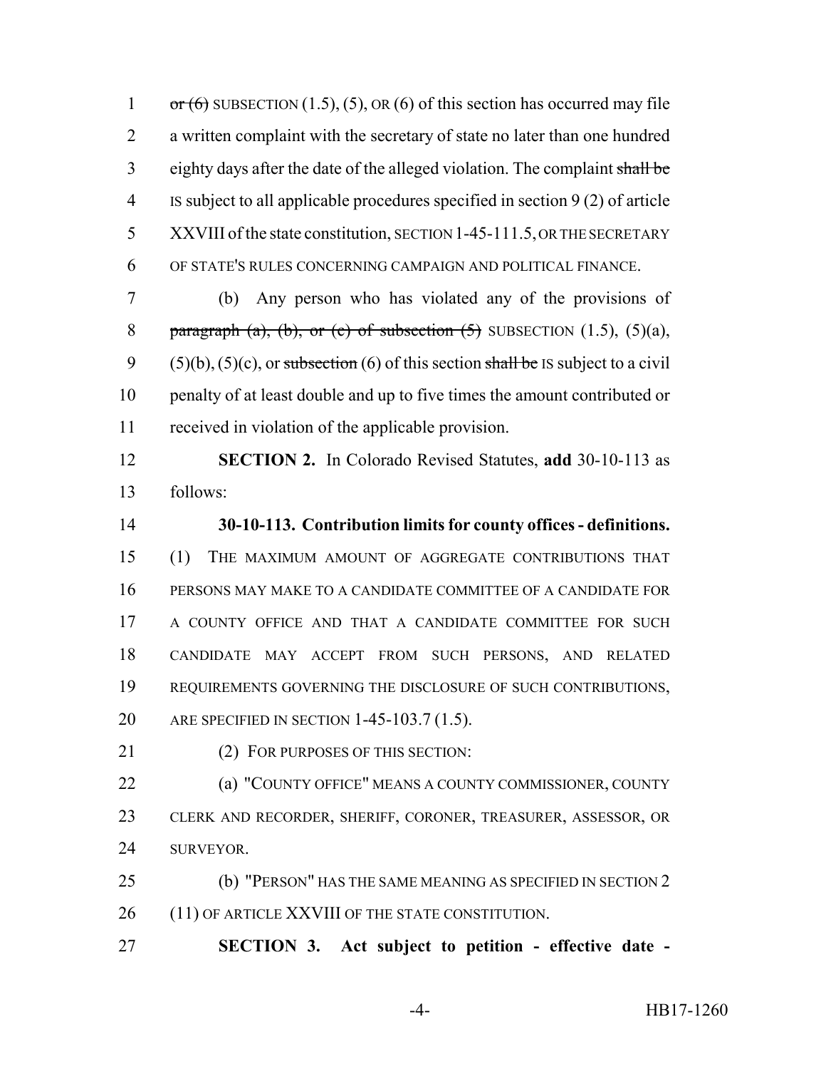~~or (6)~~ SUBSECTION (1.5), (5), OR (6) of this section has occurred may file a written complaint with the secretary of state no later than one hundred eighty days after the date of the alleged violation. The complaint ~~shall be~~ IS subject to all applicable procedures specified in section 9 (2) of article XXVIII of the state constitution, SECTION 1-45-111.5, OR THE SECRETARY OF STATE'S RULES CONCERNING CAMPAIGN AND POLITICAL FINANCE.

(b) Any person who has violated any of the provisions of ~~paragraph (a), (b), or (c) of subsection (5)~~ SUBSECTION (1.5), (5)(a), (5)(b), (5)(c), or ~~subsection~~ (6) of this section ~~shall be~~ IS subject to a civil penalty of at least double and up to five times the amount contributed or received in violation of the applicable provision.

**SECTION 2.** In Colorado Revised Statutes, **add** 30-10-113 as follows:

**30-10-113. Contribution limits for county offices - definitions.** (1) THE MAXIMUM AMOUNT OF AGGREGATE CONTRIBUTIONS THAT PERSONS MAY MAKE TO A CANDIDATE COMMITTEE OF A CANDIDATE FOR A COUNTY OFFICE AND THAT A CANDIDATE COMMITTEE FOR SUCH CANDIDATE MAY ACCEPT FROM SUCH PERSONS, AND RELATED REQUIREMENTS GOVERNING THE DISCLOSURE OF SUCH CONTRIBUTIONS, ARE SPECIFIED IN SECTION 1-45-103.7 (1.5).

(2) FOR PURPOSES OF THIS SECTION:

(a) "COUNTY OFFICE" MEANS A COUNTY COMMISSIONER, COUNTY CLERK AND RECORDER, SHERIFF, CORONER, TREASURER, ASSESSOR, OR SURVEYOR.

(b) "PERSON" HAS THE SAME MEANING AS SPECIFIED IN SECTION 2 (11) OF ARTICLE XXVIII OF THE STATE CONSTITUTION.

**SECTION 3. Act subject to petition - effective date -**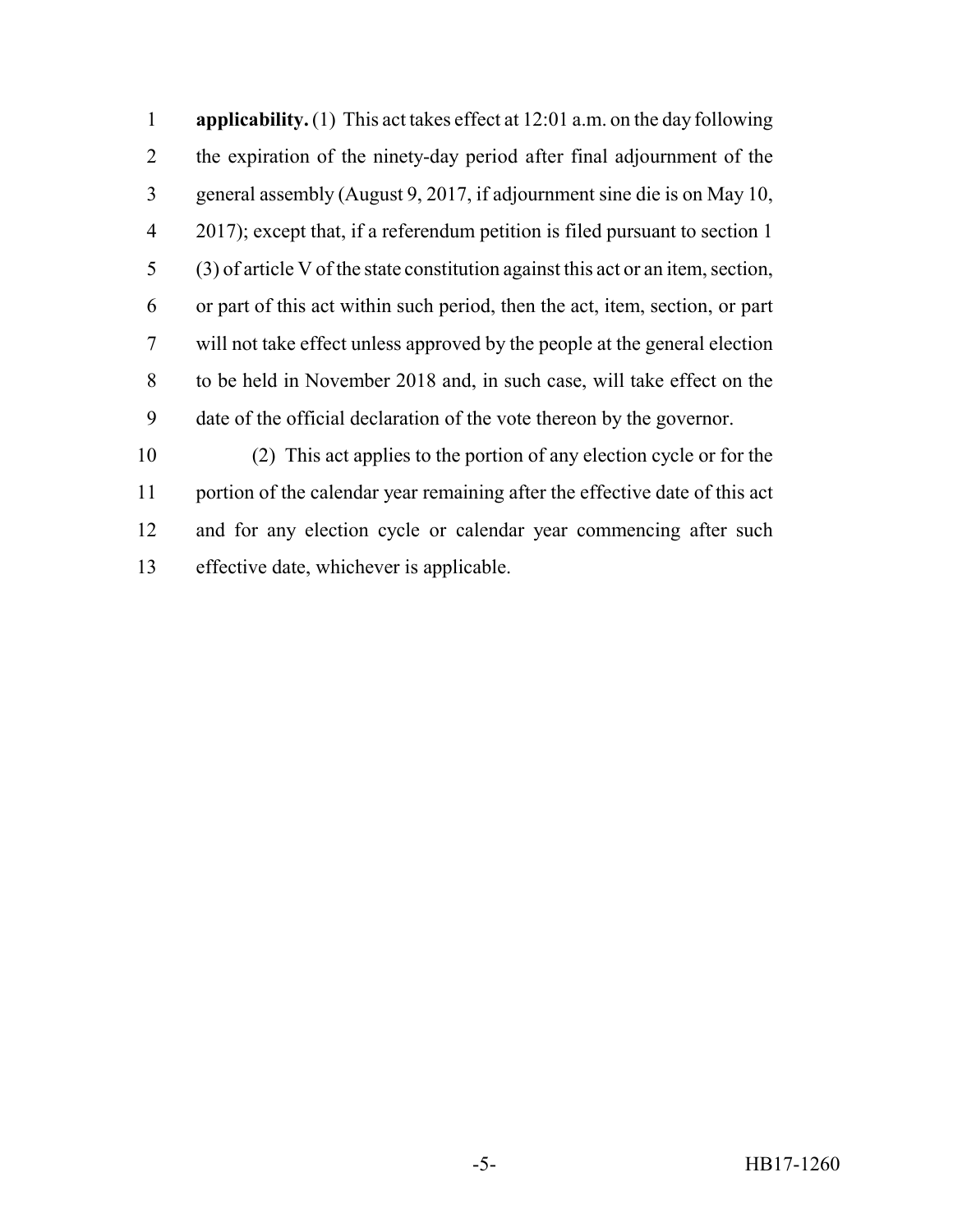**applicability.** (1) This act takes effect at 12:01 a.m. on the day following the expiration of the ninety-day period after final adjournment of the general assembly (August 9, 2017, if adjournment sine die is on May 10, 2017); except that, if a referendum petition is filed pursuant to section 1 (3) of article V of the state constitution against this act or an item, section, or part of this act within such period, then the act, item, section, or part will not take effect unless approved by the people at the general election to be held in November 2018 and, in such case, will take effect on the date of the official declaration of the vote thereon by the governor.

(2) This act applies to the portion of any election cycle or for the portion of the calendar year remaining after the effective date of this act and for any election cycle or calendar year commencing after such effective date, whichever is applicable.